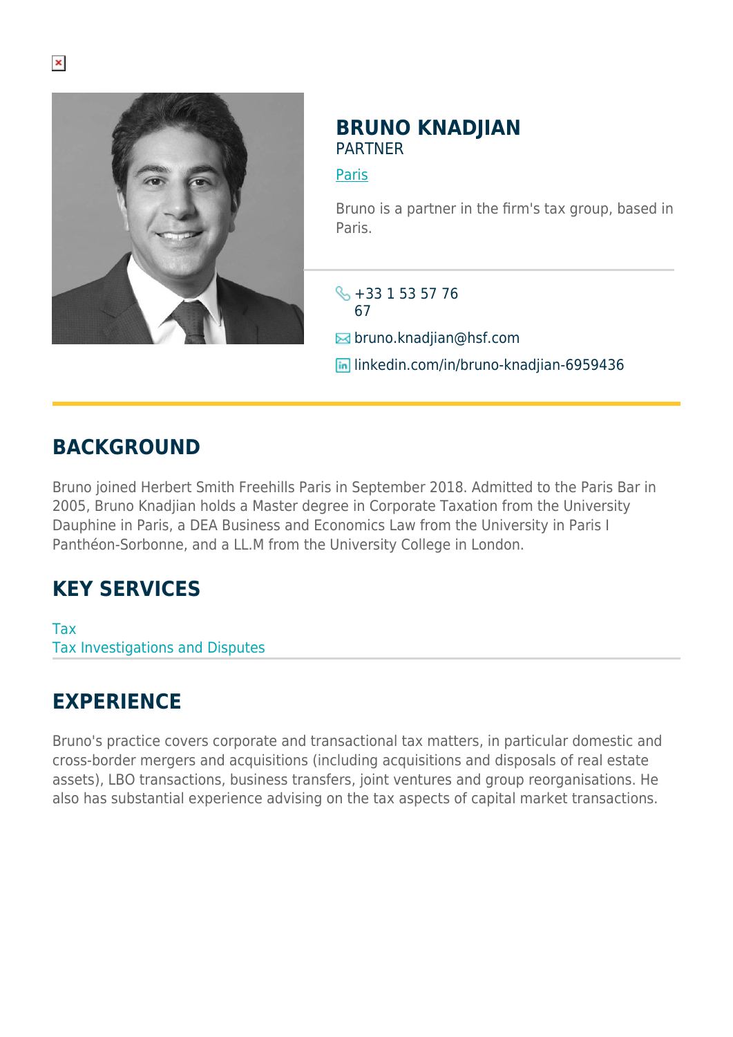# BRUNO KNADJIAN

PARTNER

Paris

Bruno is a partner in the firm's tax group, based in Paris.

+33 1 53 57 76 67

bruno.knadjian@hsf.com

linkedin.com/in/bruno-knadjian-6959436

## BACKGROUND

Bruno joined Herbert Smith Freehills Paris in September 2018. Admitted to the Paris Bar in 2005, Bruno Knadjian holds a Master degree in Corporate Taxation from the University Dauphine in Paris, a DEA Business and Economics Law from the University in Paris I Panthéon-Sorbonne, and a LL.M from the University College in London.

## KEY SERVICES

Tax
Tax Investigations and Disputes

## EXPERIENCE

Bruno's practice covers corporate and transactional tax matters, in particular domestic and cross-border mergers and acquisitions (including acquisitions and disposals of real estate assets), LBO transactions, business transfers, joint ventures and group reorganisations. He also has substantial experience advising on the tax aspects of capital market transactions.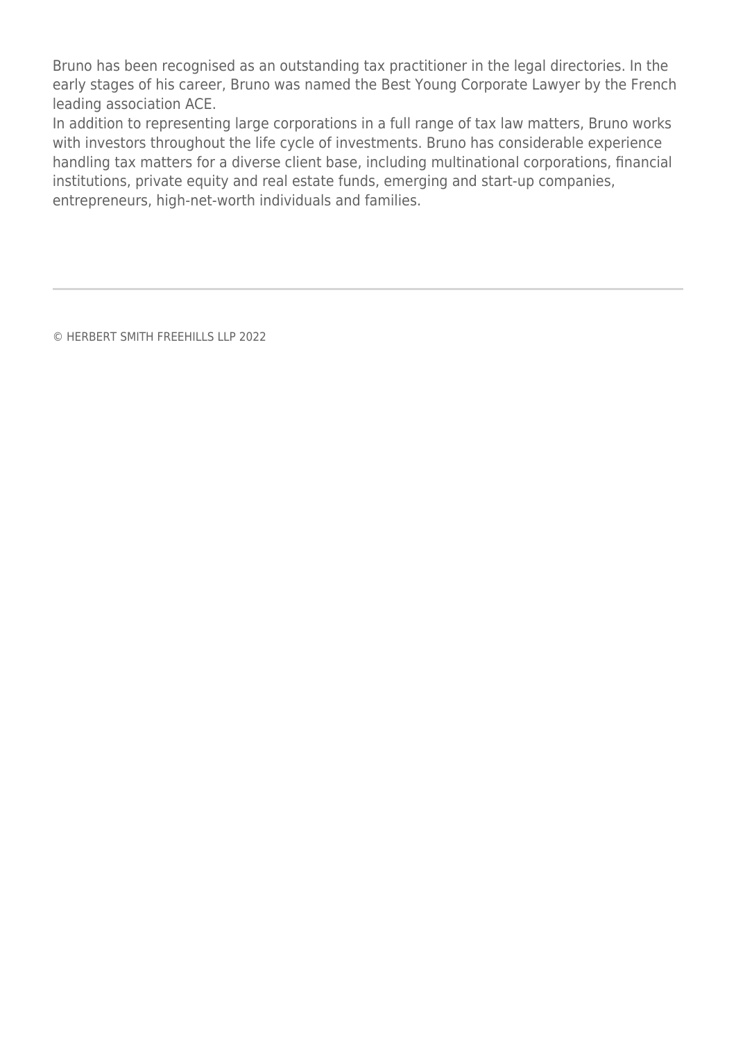Bruno has been recognised as an outstanding tax practitioner in the legal directories. In the early stages of his career, Bruno was named the Best Young Corporate Lawyer by the French leading association ACE.

In addition to representing large corporations in a full range of tax law matters, Bruno works with investors throughout the life cycle of investments. Bruno has considerable experience handling tax matters for a diverse client base, including multinational corporations, financial institutions, private equity and real estate funds, emerging and start-up companies, entrepreneurs, high-net-worth individuals and families.

---

© HERBERT SMITH FREEHILLS LLP 2022